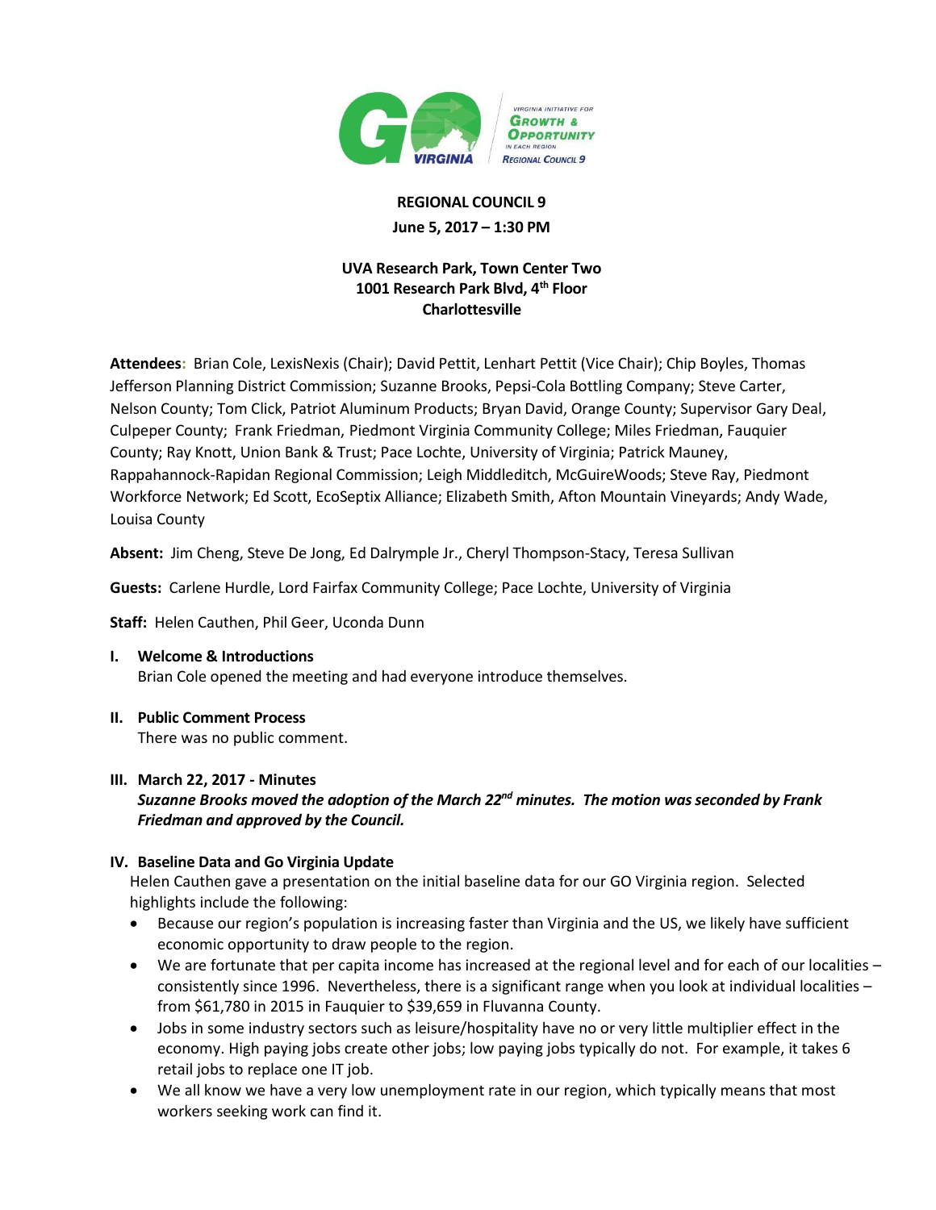**REGIONAL COUNCIL 9**

**June 5, 2017 – 1:30 PM**

**UVA Research Park, Town Center Two**
**1001 Research Park Blvd, 4th Floor**
**Charlottesville**

**Attendees:** Brian Cole, LexisNexis (Chair); David Pettit, Lenhart Pettit (Vice Chair); Chip Boyles, Thomas Jefferson Planning District Commission; Suzanne Brooks, Pepsi-Cola Bottling Company; Steve Carter, Nelson County; Tom Click, Patriot Aluminum Products; Bryan David, Orange County; Supervisor Gary Deal, Culpeper County; Frank Friedman, Piedmont Virginia Community College; Miles Friedman, Fauquier County; Ray Knott, Union Bank & Trust; Pace Lochte, University of Virginia; Patrick Mauney, Rappahannock-Rapidan Regional Commission; Leigh Middleditch, McGuireWoods; Steve Ray, Piedmont Workforce Network; Ed Scott, EcoSeptix Alliance; Elizabeth Smith, Afton Mountain Vineyards; Andy Wade, Louisa County

**Absent:** Jim Cheng, Steve De Jong, Ed Dalrymple Jr., Cheryl Thompson-Stacy, Teresa Sullivan

**Guests:** Carlene Hurdle, Lord Fairfax Community College; Pace Lochte, University of Virginia

**Staff:** Helen Cauthen, Phil Geer, Uconda Dunn

## I. Welcome & Introductions

Brian Cole opened the meeting and had everyone introduce themselves.

## II. Public Comment Process

There was no public comment.

## III. March 22, 2017 - Minutes

***Suzanne Brooks moved the adoption of the March 22nd minutes. The motion was seconded by Frank Friedman and approved by the Council.***

## IV. Baseline Data and Go Virginia Update

Helen Cauthen gave a presentation on the initial baseline data for our GO Virginia region. Selected highlights include the following:

- Because our region's population is increasing faster than Virginia and the US, we likely have sufficient economic opportunity to draw people to the region.
- We are fortunate that per capita income has increased at the regional level and for each of our localities – consistently since 1996. Nevertheless, there is a significant range when you look at individual localities – from $61,780 in 2015 in Fauquier to $39,659 in Fluvanna County.
- Jobs in some industry sectors such as leisure/hospitality have no or very little multiplier effect in the economy. High paying jobs create other jobs; low paying jobs typically do not. For example, it takes 6 retail jobs to replace one IT job.
- We all know we have a very low unemployment rate in our region, which typically means that most workers seeking work can find it.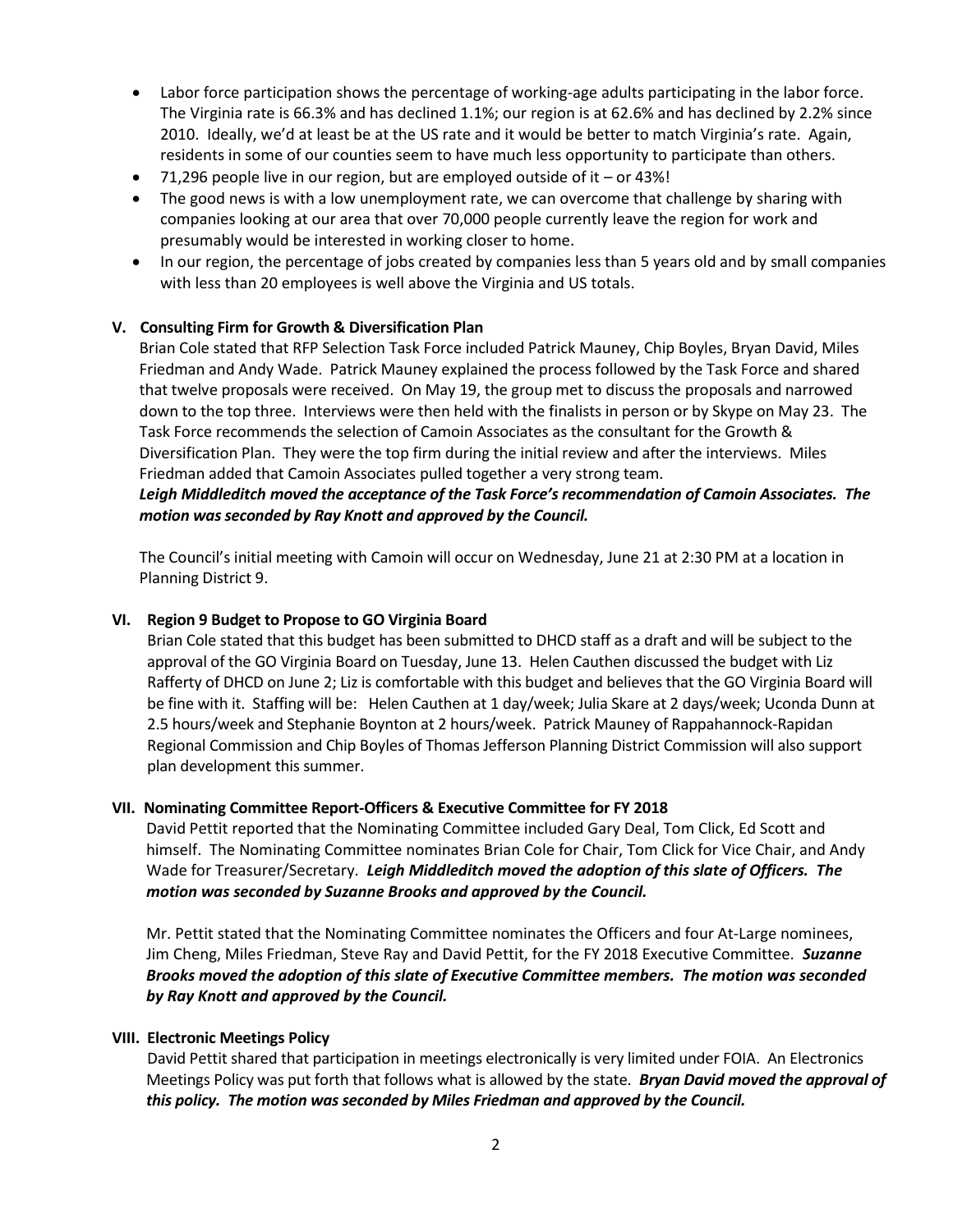- Labor force participation shows the percentage of working-age adults participating in the labor force. The Virginia rate is 66.3% and has declined 1.1%; our region is at 62.6% and has declined by 2.2% since 2010. Ideally, we'd at least be at the US rate and it would be better to match Virginia's rate. Again, residents in some of our counties seem to have much less opportunity to participate than others.
- 71,296 people live in our region, but are employed outside of it – or 43%!
- The good news is with a low unemployment rate, we can overcome that challenge by sharing with companies looking at our area that over 70,000 people currently leave the region for work and presumably would be interested in working closer to home.
- In our region, the percentage of jobs created by companies less than 5 years old and by small companies with less than 20 employees is well above the Virginia and US totals.

### V. Consulting Firm for Growth & Diversification Plan

Brian Cole stated that RFP Selection Task Force included Patrick Mauney, Chip Boyles, Bryan David, Miles Friedman and Andy Wade. Patrick Mauney explained the process followed by the Task Force and shared that twelve proposals were received. On May 19, the group met to discuss the proposals and narrowed down to the top three. Interviews were then held with the finalists in person or by Skype on May 23. The Task Force recommends the selection of Camoin Associates as the consultant for the Growth & Diversification Plan. They were the top firm during the initial review and after the interviews. Miles Friedman added that Camoin Associates pulled together a very strong team.

***Leigh Middleditch moved the acceptance of the Task Force's recommendation of Camoin Associates. The motion was seconded by Ray Knott and approved by the Council.***

The Council's initial meeting with Camoin will occur on Wednesday, June 21 at 2:30 PM at a location in Planning District 9.

### VI. Region 9 Budget to Propose to GO Virginia Board

Brian Cole stated that this budget has been submitted to DHCD staff as a draft and will be subject to the approval of the GO Virginia Board on Tuesday, June 13. Helen Cauthen discussed the budget with Liz Rafferty of DHCD on June 2; Liz is comfortable with this budget and believes that the GO Virginia Board will be fine with it. Staffing will be: Helen Cauthen at 1 day/week; Julia Skare at 2 days/week; Uconda Dunn at 2.5 hours/week and Stephanie Boynton at 2 hours/week. Patrick Mauney of Rappahannock-Rapidan Regional Commission and Chip Boyles of Thomas Jefferson Planning District Commission will also support plan development this summer.

### VII. Nominating Committee Report-Officers & Executive Committee for FY 2018

David Pettit reported that the Nominating Committee included Gary Deal, Tom Click, Ed Scott and himself. The Nominating Committee nominates Brian Cole for Chair, Tom Click for Vice Chair, and Andy Wade for Treasurer/Secretary. ***Leigh Middleditch moved the adoption of this slate of Officers. The motion was seconded by Suzanne Brooks and approved by the Council.***

Mr. Pettit stated that the Nominating Committee nominates the Officers and four At-Large nominees, Jim Cheng, Miles Friedman, Steve Ray and David Pettit, for the FY 2018 Executive Committee. ***Suzanne Brooks moved the adoption of this slate of Executive Committee members. The motion was seconded by Ray Knott and approved by the Council.***

### VIII. Electronic Meetings Policy

David Pettit shared that participation in meetings electronically is very limited under FOIA. An Electronics Meetings Policy was put forth that follows what is allowed by the state. ***Bryan David moved the approval of this policy. The motion was seconded by Miles Friedman and approved by the Council.***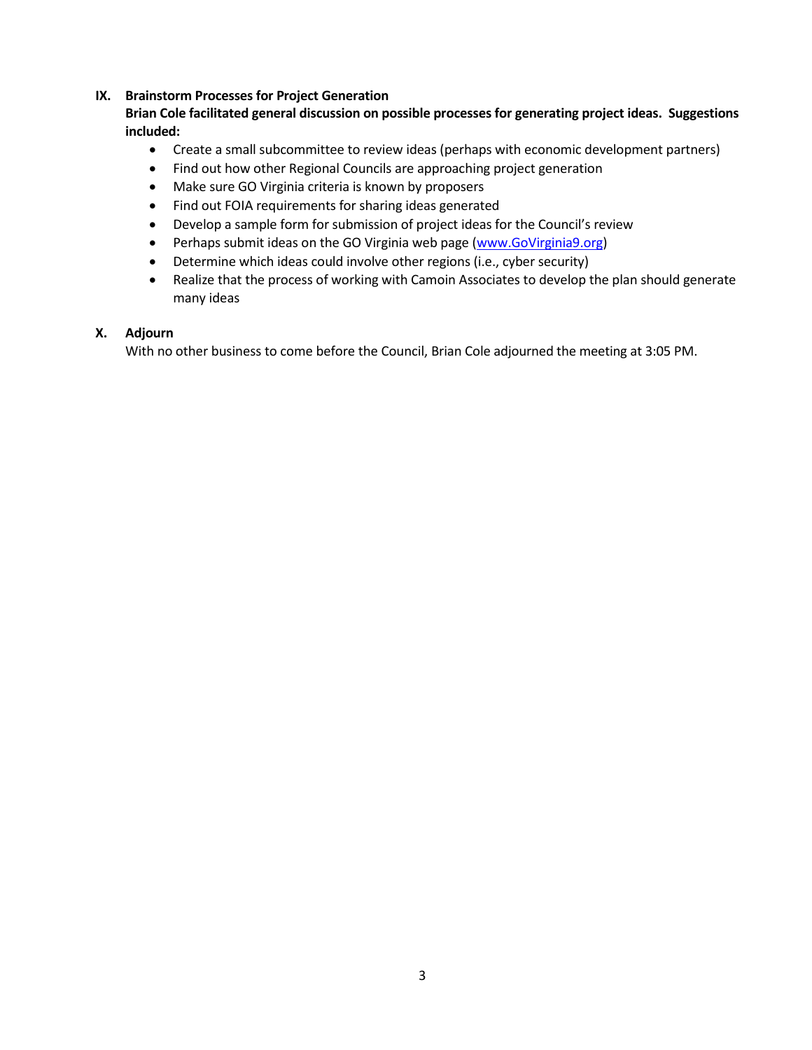**IX. Brainstorm Processes for Project Generation**

**Brian Cole facilitated general discussion on possible processes for generating project ideas. Suggestions included:**

- Create a small subcommittee to review ideas (perhaps with economic development partners)
- Find out how other Regional Councils are approaching project generation
- Make sure GO Virginia criteria is known by proposers
- Find out FOIA requirements for sharing ideas generated
- Develop a sample form for submission of project ideas for the Council's review
- Perhaps submit ideas on the GO Virginia web page (www.GoVirginia9.org)
- Determine which ideas could involve other regions (i.e., cyber security)
- Realize that the process of working with Camoin Associates to develop the plan should generate many ideas

**X. Adjourn**

With no other business to come before the Council, Brian Cole adjourned the meeting at 3:05 PM.